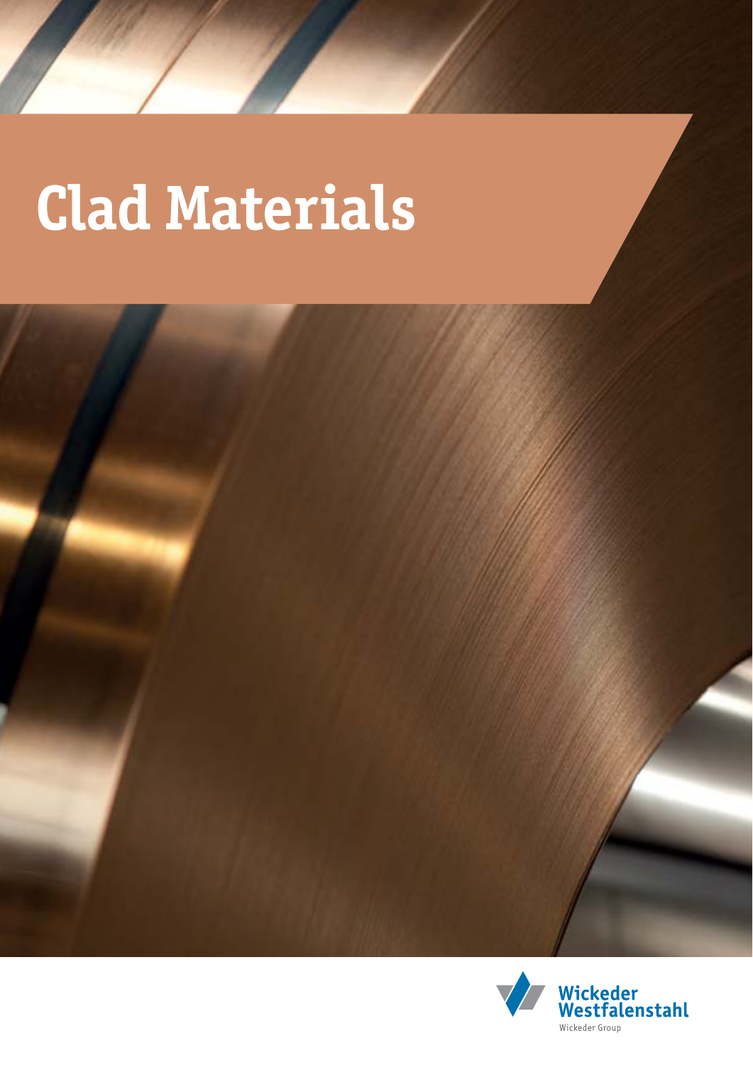# Clad Materials

Wickeder Westfalenstahl

Wickeder Group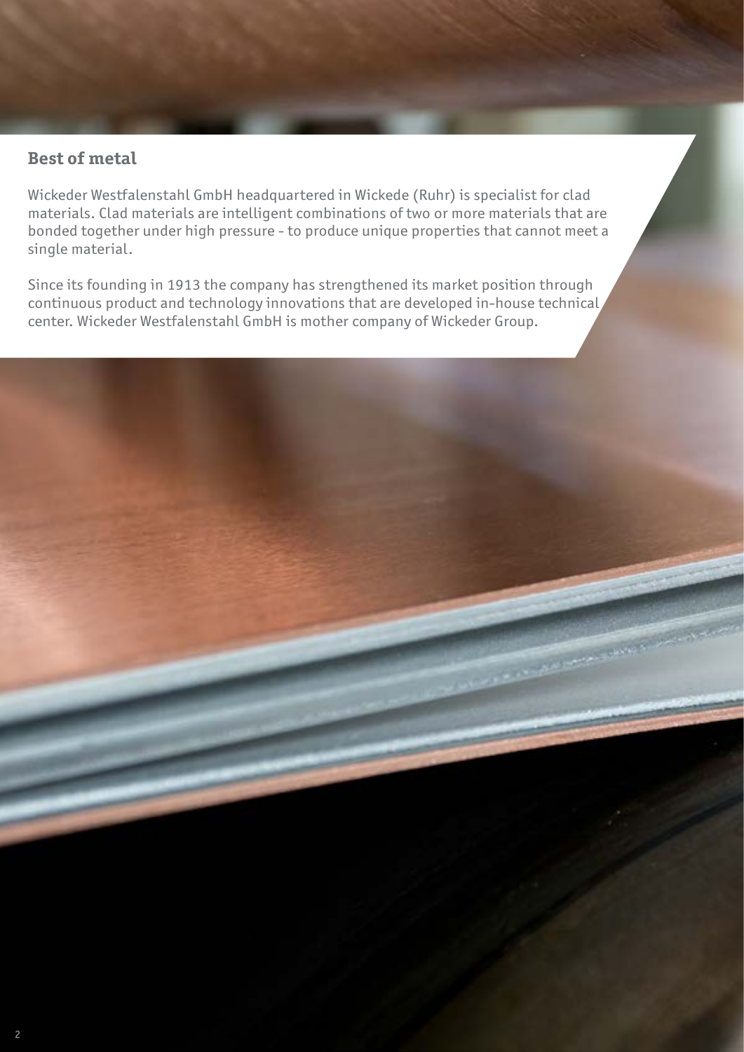## Best of metal

Wickeder Westfalenstahl GmbH headquartered in Wickede (Ruhr) is specialist for clad materials. Clad materials are intelligent combinations of two or more materials that are bonded together under high pressure - to produce unique properties that cannot meet a single material.

Since its founding in 1913 the company has strengthened its market position through continuous product and technology innovations that are developed in-house technical center. Wickeder Westfalenstahl GmbH is mother company of Wickeder Group.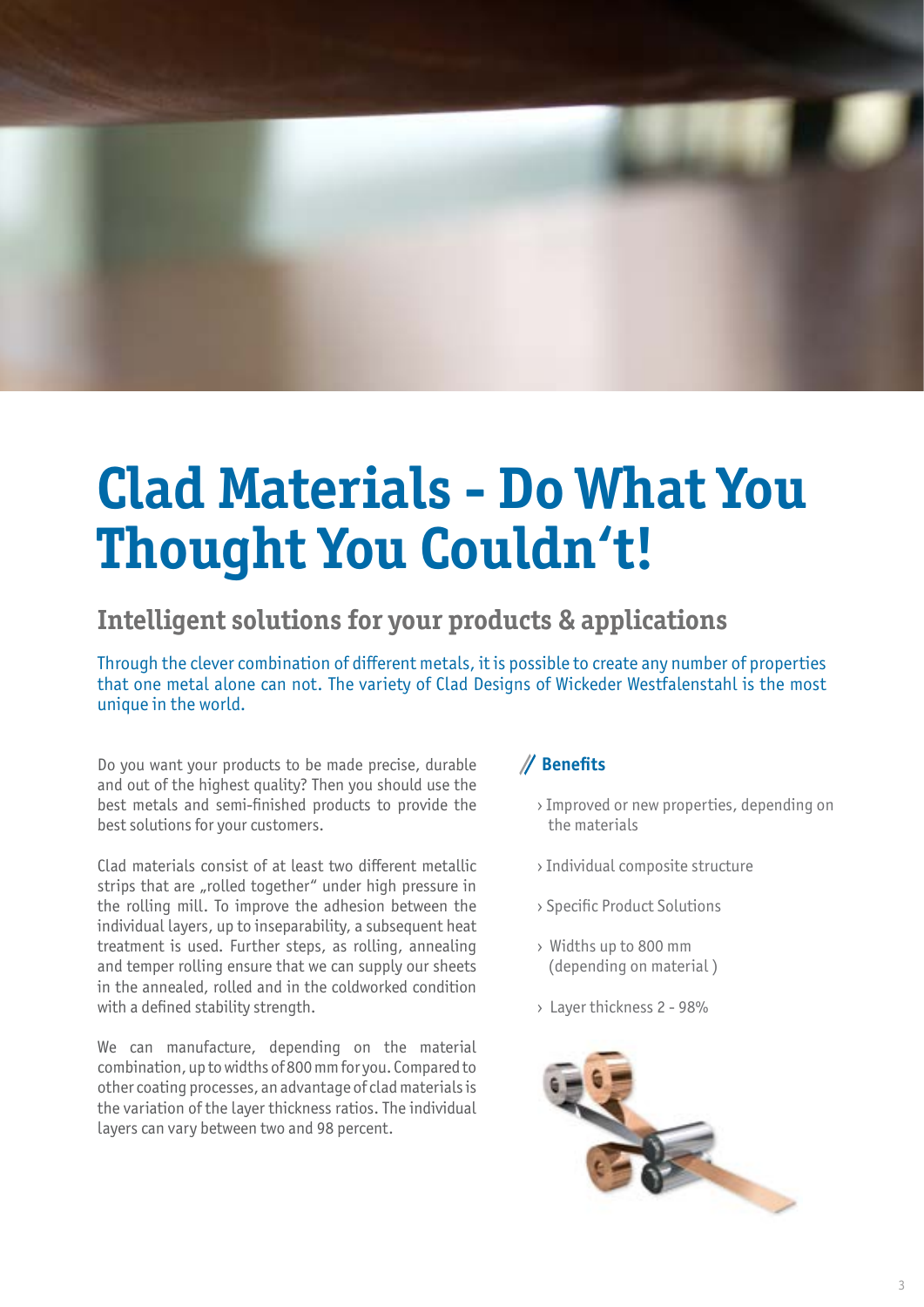# Clad Materials - Do What You Thought You Couldn't!

## Intelligent solutions for your products & applications

Through the clever combination of different metals, it is possible to create any number of properties that one metal alone can not. The variety of Clad Designs of Wickeder Westfalenstahl is the most unique in the world.

Do you want your products to be made precise, durable and out of the highest quality? Then you should use the best metals and semi-finished products to provide the best solutions for your customers.

Clad materials consist of at least two different metallic strips that are „rolled together" under high pressure in the rolling mill. To improve the adhesion between the individual layers, up to inseparability, a subsequent heat treatment is used. Further steps, as rolling, annealing and temper rolling ensure that we can supply our sheets in the annealed, rolled and in the coldworked condition with a defined stability strength.

We can manufacture, depending on the material combination, up to widths of 800 mm for you. Compared to other coating processes, an advantage of clad materials is the variation of the layer thickness ratios. The individual layers can vary between two and 98 percent.

### // Benefits

- › Improved or new properties, depending on the materials
- › Individual composite structure
- › Specific Product Solutions
- › Widths up to 800 mm (depending on material )
- › Layer thickness 2 - 98%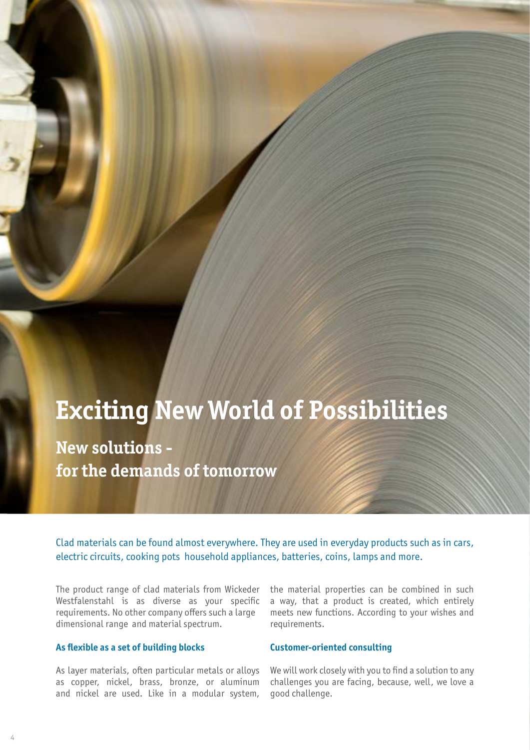# Exciting New World of Possibilities

## New solutions - for the demands of tomorrow

Clad materials can be found almost everywhere. They are used in everyday products such as in cars, electric circuits, cooking pots household appliances, batteries, coins, lamps and more.

The product range of clad materials from Wickeder Westfalenstahl is as diverse as your specific requirements. No other company offers such a large dimensional range and material spectrum.

### As flexible as a set of building blocks

As layer materials, often particular metals or alloys as copper, nickel, brass, bronze, or aluminum and nickel are used. Like in a modular system, the material properties can be combined in such a way, that a product is created, which entirely meets new functions. According to your wishes and requirements.

### Customer-oriented consulting

We will work closely with you to find a solution to any challenges you are facing, because, well, we love a good challenge.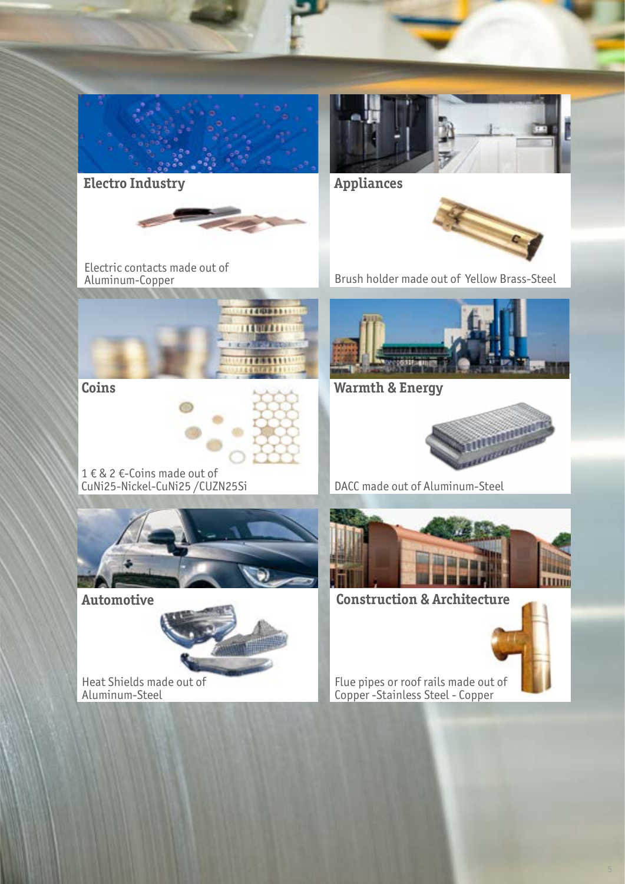## Electro Industry

Electric contacts made out of Aluminum-Copper

## Appliances

Brush holder made out of Yellow Brass-Steel

## Coins

1 € & 2 €-Coins made out of CuNi25-Nickel-CuNi25 /CUZN25Si

## Warmth & Energy

DACC made out of Aluminum-Steel

## Automotive

Heat Shields made out of Aluminum-Steel

## Construction & Architecture

Flue pipes or roof rails made out of Copper -Stainless Steel - Copper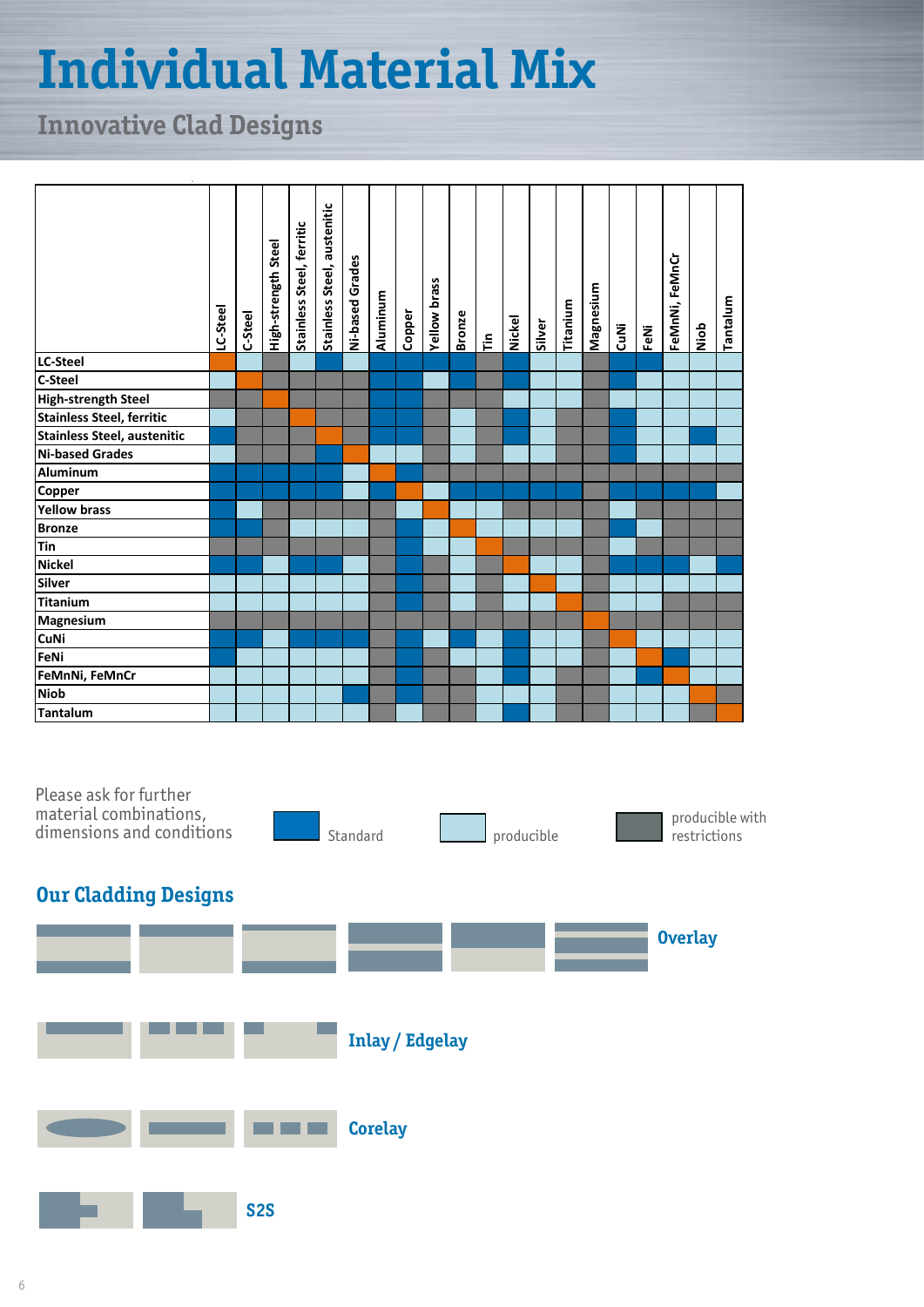# Individual Material Mix

## Innovative Clad Designs

Key: S = Standard, P = producible, R = producible with restrictions, – = same material (diagonal). Cell values were read from the colour coding of the chart and some may be inaccurate.

| | LC-Steel | C-Steel | High-strength Steel | Stainless Steel, ferritic | Stainless Steel, austenitic | Ni-based Grades | Aluminum | Copper | Yellow brass | Bronze | Tin | Nickel | Silver | Titanium | Magnesium | CuNi | FeNi | FeMnNi, FeMnCr | Niob | Tantalum |
|---|---|---|---|---|---|---|---|---|---|---|---|---|---|---|---|---|---|---|---|---|
| **LC-Steel** | – | P | R | P | S | P | S | S | P | S | S | S | P | P | S | S | S | P | P | P |
| **C-Steel** | P | – | R | R | R | R | S | S | P | S | R | S | P | P | R | S | S | P | P | P |
| **High-strength Steel** | R | R | – | R | R | R | S | S | R | R | R | P | P | P | R | P | P | P | P | P |
| **Stainless Steel, ferritic** | P | R | R | – | R | R | S | S | R | P | R | S | P | R | R | S | P | P | P | P |
| **Stainless Steel, austenitic** | S | R | R | R | – | R | S | S | R | P | R | S | P | R | R | S | P | P | S | P |
| **Ni-based Grades** | P | R | R | R | S | – | P | P | R | P | R | P | P | R | R | S | P | P | P | P |
| **Aluminum** | S | S | S | S | S | P | – | S | R | R | R | R | R | R | R | R | R | R | R | R |
| **Copper** | S | S | S | S | S | S | S | – | P | S | S | S | S | S | R | S | S | S | S | P |
| **Yellow brass** | S | P | R | R | R | R | R | P | – | P | P | R | R | R | R | P | R | R | R | R |
| **Bronze** | S | S | R | P | P | P | R | S | P | – | P | P | P | P | R | S | P | R | R | R |
| **Tin** | R | R | R | R | R | R | R | S | P | P | – | R | R | R | R | P | R | R | R | R |
| **Nickel** | S | S | P | S | S | P | R | S | R | P | R | – | P | P | R | S | S | S | P | S |
| **Silver** | P | P | P | P | P | P | R | S | R | P | R | P | – | P | R | P | P | P | P | P |
| **Titanium** | P | P | P | P | P | P | R | S | R | P | R | P | P | – | R | P | P | R | R | R |
| **Magnesium** | R | R | R | R | R | R | R | R | R | R | R | R | R | R | – | R | R | R | R | R |
| **CuNi** | S | S | P | S | S | S | R | S | P | S | P | S | P | P | R | – | P | P | P | P |
| **FeNi** | S | P | P | P | P | P | R | S | R | P | P | S | P | P | R | P | – | S | P | P |
| **FeMnNi, FeMnCr** | P | P | P | P | P | P | R | S | R | R | P | S | P | R | R | P | S | – | P | P |
| **Niob** | P | P | P | P | P | S | R | S | R | R | P | P | P | R | R | P | P | P | – | R |
| **Tantalum** | P | P | P | P | P | P | R | P | R | R | P | S | P | R | R | P | P | P | R | – |

Please ask for further material combinations, dimensions and conditions

Standard | producible | producible with restrictions

## Our Cladding Designs

**Overlay**

**Inlay / Edgelay**

**Corelay**

**S2S**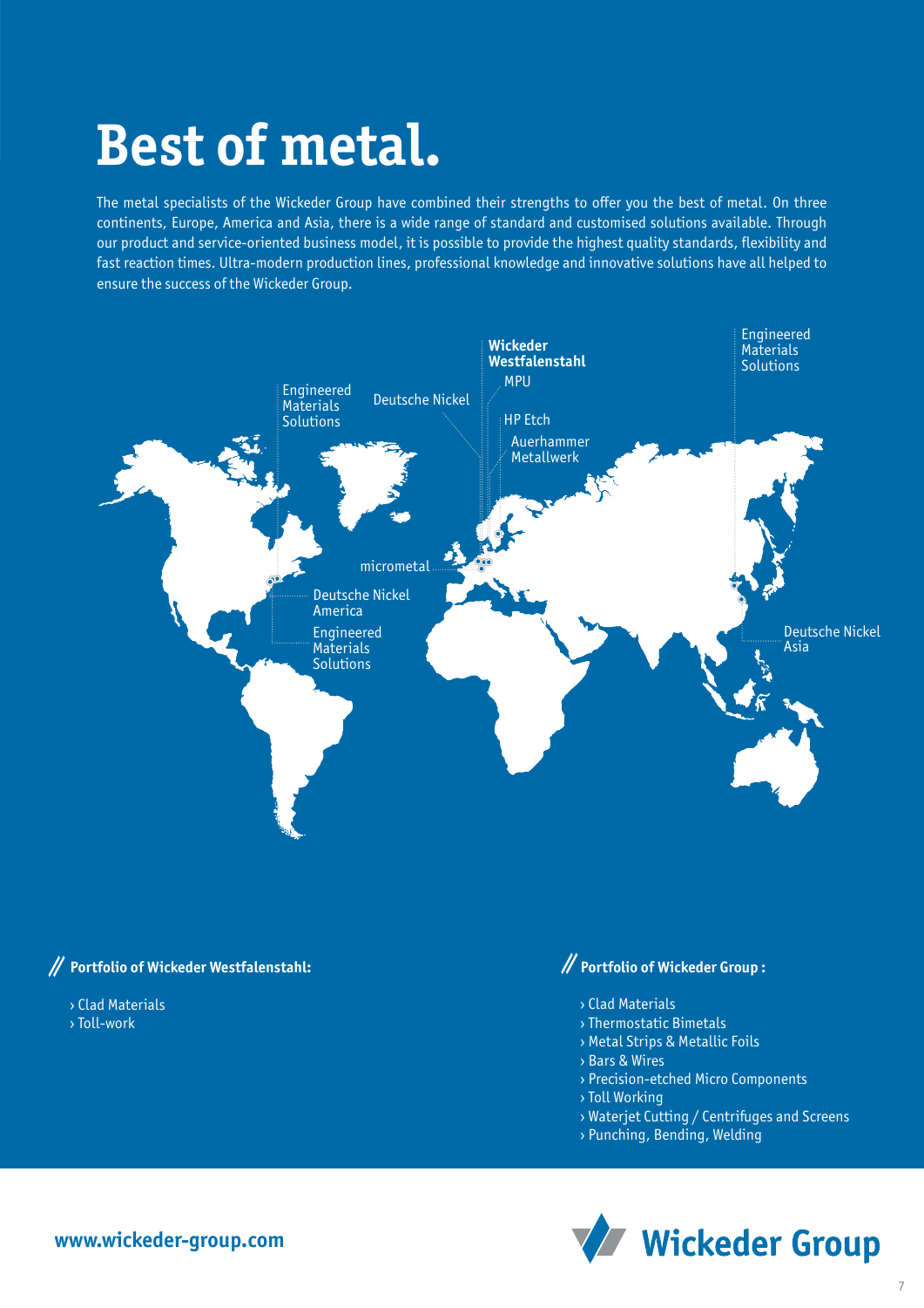# Best of metal.

The metal specialists of the Wickeder Group have combined their strengths to offer you the best of metal. On three continents, Europe, America and Asia, there is a wide range of standard and customised solutions available. Through our product and service-oriented business model, it is possible to provide the highest quality standards, flexibility and fast reaction times. Ultra-modern production lines, professional knowledge and innovative solutions have all helped to ensure the success of the Wickeder Group.

Engineered Materials Solutions

Deutsche Nickel

**Wickeder Westfalenstahl**

MPU

HP Etch

Auerhammer Metallwerk

Engineered Materials Solutions

micrometal

Deutsche Nickel America

Engineered Materials Solutions

Deutsche Nickel Asia

**// Portfolio of Wickeder Westfalenstahl:**

› Clad Materials
› Toll-work

**// Portfolio of Wickeder Group :**

› Clad Materials
› Thermostatic Bimetals
› Metal Strips & Metallic Foils
› Bars & Wires
› Precision-etched Micro Components
› Toll Working
› Waterjet Cutting / Centrifuges and Screens
› Punching, Bending, Welding

**www.wickeder-group.com**

Wickeder Group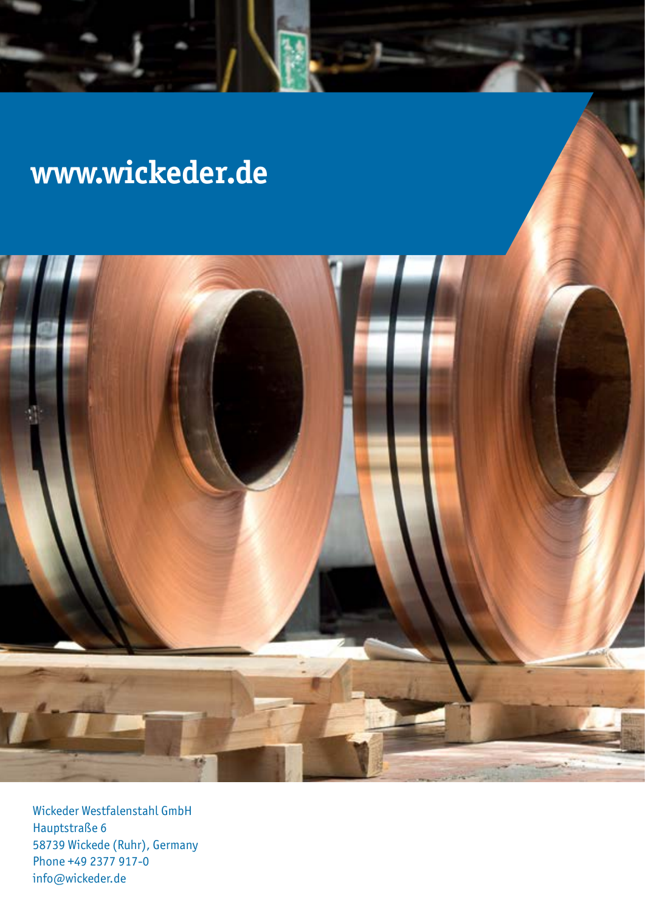# www.wickeder.de

Wickeder Westfalenstahl GmbH
Hauptstraße 6
58739 Wickede (Ruhr), Germany
Phone +49 2377 917-0
info@wickeder.de